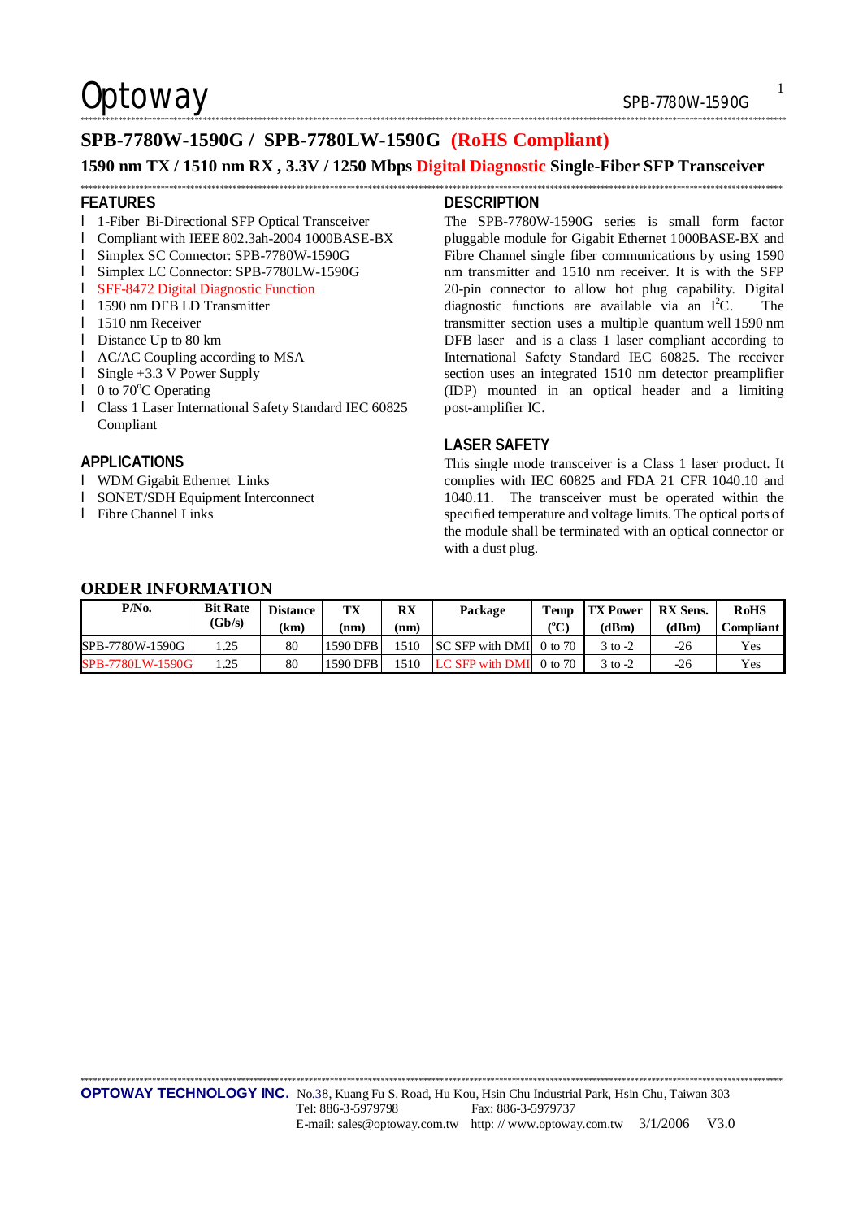Optoway

# SPB-7780W-1590G / SPB-7780LW-1590G (RoHS Compliant)

## 1590 nm TX / 1510 nm RX , 3.3V / 1250 Mbps Digital Diagnostic Single-Fiber SFP Transceiver

### FEATURES

- 1-Fiber Bi-Directional SFP Optical Transceiver
- Compliant with IEEE 802.3ah-2004 1000BASE-BX
- Simplex SC Connector: SPB-7780W-1590G
- Simplex LC Connector: SPB-7780LW-1590G
- SFF-8472 Digital Diagnostic Function
- 1590 nm DFB LD Transmitter
- 1510 nm Receiver
- Distance Up to 80 km
- AC/AC Coupling according to MSA
- Single +3.3 V Power Supply
- 0 to 70°C Operating
- Class 1 Laser International Safety Standard IEC 60825 Compliant

### APPLICATIONS

- WDM Gigabit Ethernet Links
- SONET/SDH Equipment Interconnect
- Fibre Channel Links

### DESCRIPTION

The SPB-7780W-1590G series is small form factor pluggable module for Gigabit Ethernet 1000BASE-BX and Fibre Channel single fiber communications by using 1590 nm transmitter and 1510 nm receiver. It is with the SFP 20-pin connector to allow hot plug capability. Digital diagnostic functions are available via an $I^2C$. The transmitter section uses a multiple quantum well 1590 nm DFB laser and is a class 1 laser compliant according to International Safety Standard IEC 60825. The receiver section uses an integrated 1510 nm detector preamplifier (IDP) mounted in an optical header and a limiting post-amplifier IC.

### LASER SAFETY

This single mode transceiver is a Class 1 laser product. It complies with IEC 60825 and FDA 21 CFR 1040.10 and 1040.11. The transceiver must be operated within the specified temperature and voltage limits. The optical ports of the module shall be terminated with an optical connector or with a dust plug.

### ORDER INFORMATION

| P/No. | Bit Rate (Gb/s) | Distance (km) | TX (nm) | RX (nm) | Package | Temp (°C) | TX Power (dBm) | RX Sens. (dBm) | RoHS Compliant |
|---|---|---|---|---|---|---|---|---|---|
| SPB-7780W-1590G | 1.25 | 80 | 1590 DFB | 1510 | SC SFP with DMI | 0 to 70 | 3 to -2 | -26 | Yes |
| SPB-7780LW-1590G | 1.25 | 80 | 1590 DFB | 1510 | LC SFP with DMI | 0 to 70 | 3 to -2 | -26 | Yes |

**OPTOWAY TECHNOLOGY INC.** No.38, Kuang Fu S. Road, Hu Kou, Hsin Chu Industrial Park, Hsin Chu, Taiwan 303
Tel: 886-3-5979798 Fax: 886-3-5979737
E-mail: sales@optoway.com.tw http: // www.optoway.com.tw 3/1/2006 V3.0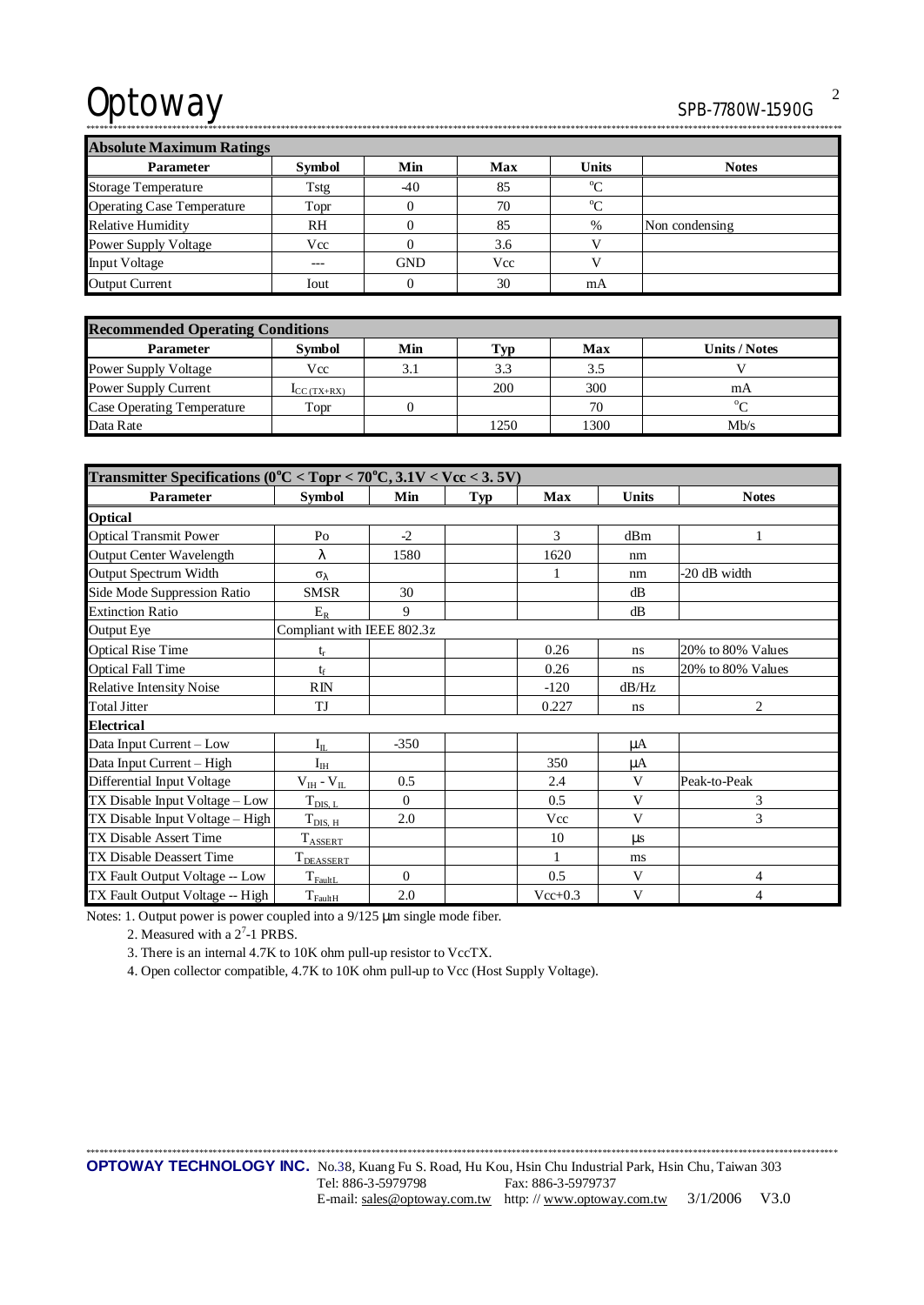| Absolute Maximum Ratings | | | | | |
|---|---|---|---|---|---|
| **Parameter** | **Symbol** | **Min** | **Max** | **Units** | **Notes** |
| Storage Temperature | Tstg | -40 | 85 | °C | |
| Operating Case Temperature | Topr | 0 | 70 | °C | |
| Relative Humidity | RH | 0 | 85 | % | Non condensing |
| Power Supply Voltage | Vcc | 0 | 3.6 | V | |
| Input Voltage | --- | GND | Vcc | V | |
| Output Current | Iout | 0 | 30 | mA | |

| Recommended Operating Conditions | | | | | |
|---|---|---|---|---|---|
| **Parameter** | **Symbol** | **Min** | **Typ** | **Max** | **Units / Notes** |
| Power Supply Voltage | Vcc | 3.1 | 3.3 | 3.5 | V |
| Power Supply Current | $I_{CC\,(TX+RX)}$ | | 200 | 300 | mA |
| Case Operating Temperature | Topr | 0 | | 70 | °C |
| Data Rate | | | 1250 | 1300 | Mb/s |

| Transmitter Specifications (0°C < Topr < 70°C, 3.1V < Vcc < 3. 5V) | | | | | | |
|---|---|---|---|---|---|---|
| **Parameter** | **Symbol** | **Min** | **Typ** | **Max** | **Units** | **Notes** |
| **Optical** | | | | | | |
| Optical Transmit Power | Po | -2 | | 3 | dBm | 1 |
| Output Center Wavelength | $\lambda$ | 1580 | | 1620 | nm | |
| Output Spectrum Width | $\sigma_\lambda$ | | | 1 | nm | -20 dB width |
| Side Mode Suppression Ratio | SMSR | 30 | | | dB | |
| Extinction Ratio | $E_R$ | 9 | | | dB | |
| Output Eye | Compliant with IEEE 802.3z | | | | | |
| Optical Rise Time | $t_r$ | | | 0.26 | ns | 20% to 80% Values |
| Optical Fall Time | $t_f$ | | | 0.26 | ns | 20% to 80% Values |
| Relative Intensity Noise | RIN | | | -120 | dB/Hz | |
| Total Jitter | TJ | | | 0.227 | ns | 2 |
| **Electrical** | | | | | | |
| Data Input Current – Low | $I_{IL}$ | -350 | | | μA | |
| Data Input Current – High | $I_{IH}$ | | | 350 | μA | |
| Differential Input Voltage | $V_{IH} - V_{IL}$ | 0.5 | | 2.4 | V | Peak-to-Peak |
| TX Disable Input Voltage – Low | $T_{DIS,\,L}$ | 0 | | 0.5 | V | 3 |
| TX Disable Input Voltage – High | $T_{DIS,\,H}$ | 2.0 | | Vcc | V | 3 |
| TX Disable Assert Time | $T_{ASSERT}$ | | | 10 | μs | |
| TX Disable Deassert Time | $T_{DEASSERT}$ | | | 1 | ms | |
| TX Fault Output Voltage -- Low | $T_{FaultL}$ | 0 | | 0.5 | V | 4 |
| TX Fault Output Voltage -- High | $T_{FaultH}$ | 2.0 | | Vcc+0.3 | V | 4 |

Notes: 1. Output power is power coupled into a 9/125 μm single mode fiber.

2. Measured with a $2^7$-1 PRBS.

3. There is an internal 4.7K to 10K ohm pull-up resistor to VccTX.

4. Open collector compatible, 4.7K to 10K ohm pull-up to Vcc (Host Supply Voltage).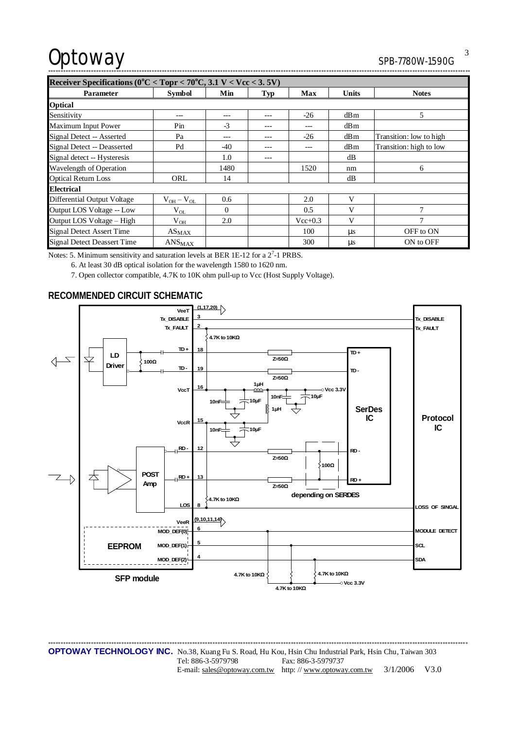| Receiver Specifications (0°C < Topr < 70°C, 3.1 V < Vcc < 3. 5V) | | | | | | |
|---|---|---|---|---|---|---|
| **Parameter** | **Symbol** | **Min** | **Typ** | **Max** | **Units** | **Notes** |
| **Optical** | | | | | | |
| Sensitivity | --- | --- | --- | -26 | dBm | 5 |
| Maximum Input Power | Pin | -3 | --- | --- | dBm | |
| Signal Detect -- Asserted | Pa | --- | --- | -26 | dBm | Transition: low to high |
| Signal Detect -- Deasserted | Pd | -40 | --- | --- | dBm | Transition: high to low |
| Signal detect -- Hysteresis | | 1.0 | --- | | dB | |
| Wavelength of Operation | | 1480 | | 1520 | nm | 6 |
| Optical Return Loss | ORL | 14 | | | dB | |
| **Electrical** | | | | | | |
| Differential Output Voltage | $V_{OH} - V_{OL}$ | 0.6 | | 2.0 | V | |
| Output LOS Voltage -- Low | $V_{OL}$ | 0 | | 0.5 | V | 7 |
| Output LOS Voltage – High | $V_{OH}$ | 2.0 | | Vcc+0.3 | V | 7 |
| Signal Detect Assert Time | $AS_{MAX}$ | | | 100 | µs | OFF to ON |
| Signal Detect Deassert Time | $ANS_{MAX}$ | | | 300 | µs | ON to OFF |

Notes: 5. Minimum sensitivity and saturation levels at BER 1E-12 for a $2^7$-1 PRBS.

6. At least 30 dB optical isolation for the wavelength 1580 to 1620 nm.

7. Open collector compatible, 4.7K to 10K ohm pull-up to Vcc (Host Supply Voltage).

## RECOMMENDED CIRCUIT SCHEMATIC

VeeT (1,17,20)
Tx_DISABLE 3
Tx_FAULT 2
4.7K to 10KΩ
LD Driver
100Ω
TD+ 18
TD- 19
Z=50Ω
Z=50Ω
VccT 16
10nF
10µF
1µH
1µH
10nF
10µF
Vcc 3.3V
VccR 15
10nF
10µF
SerDes IC
Protocol IC
RD- 12
RD+ 13
POST Amp
Z=50Ω
Z=50Ω
100Ω
depending on SERDES
4.7K to 10KΩ
LOS 8
LOSS OF SINGAL
VeeR (9,10,11,14)
MOD_DEF(0) 6
MOD_DEF(1) 5
MOD_DEF(2) 4
EEPROM
MODULE DETECT
SCL
SDA
SFP module
4.7K to 10KΩ
4.7K to 10KΩ
4.7K to 10KΩ
Vcc 3.3V
TD+
TD-
RD-
RD+
Tx_DISABLE
Tx_FAULT

**OPTOWAY TECHNOLOGY INC.** No.38, Kuang Fu S. Road, Hu Kou, Hsin Chu Industrial Park, Hsin Chu, Taiwan 303
Tel: 886-3-5979798 Fax: 886-3-5979737
E-mail: sales@optoway.com.tw http: // www.optoway.com.tw 3/1/2006 V3.0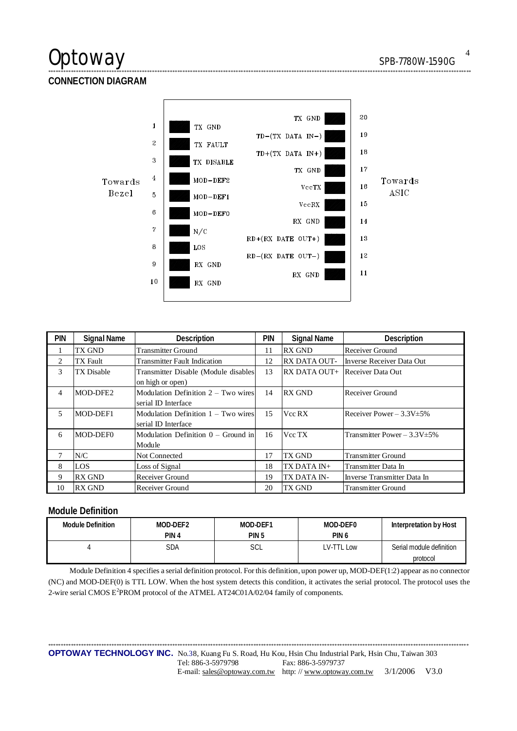## CONNECTION DIAGRAM

Towards Bezel

1 TX GND
2 TX FAULT
3 TX DISABLE
4 MOD−DEF2
5 MOD−DEF1
6 MOD−DEF0
7 N/C
8 LOS
9 RX GND
10 RX GND

Towards ASIC

20 TX GND
19 TD−(TX DATA IN−)
18 TD+(TX DATA IN+)
17 TX GND
16 VccTX
15 VccRX
14 RX GND
13 RD+(RX DATE OUT+)
12 RD−(RX DATE OUT−)
11 RX GND

| PIN | Signal Name | Description | PIN | Signal Name | Description |
|---|---|---|---|---|---|
| 1 | TX GND | Transmitter Ground | 11 | RX GND | Receiver Ground |
| 2 | TX Fault | Transmitter Fault Indication | 12 | RX DATA OUT- | Inverse Receiver Data Out |
| 3 | TX Disable | Transmitter Disable (Module disables on high or open) | 13 | RX DATA OUT+ | Receiver Data Out |
| 4 | MOD-DFE2 | Modulation Definition 2 – Two wires serial ID Interface | 14 | RX GND | Receiver Ground |
| 5 | MOD-DEF1 | Modulation Definition 1 – Two wires serial ID Interface | 15 | Vcc RX | Receiver Power – 3.3V±5% |
| 6 | MOD-DEF0 | Modulation Definition 0 – Ground in Module | 16 | Vcc TX | Transmitter Power – 3.3V±5% |
| 7 | N/C | Not Connected | 17 | TX GND | Transmitter Ground |
| 8 | LOS | Loss of Signal | 18 | TX DATA IN+ | Transmitter Data In |
| 9 | RX GND | Receiver Ground | 19 | TX DATA IN- | Inverse Transmitter Data In |
| 10 | RX GND | Receiver Ground | 20 | TX GND | Transmitter Ground |

## Module Definition

| Module Definition | MOD-DEF2 PIN 4 | MOD-DEF1 PIN 5 | MOD-DEF0 PIN 6 | Interpretation by Host |
|---|---|---|---|---|
| 4 | SDA | SCL | LV-TTL Low | Serial module definition protocol |

Module Definition 4 specifies a serial definition protocol. For this definition, upon power up, MOD-DEF(1:2) appear as no connector (NC) and MOD-DEF(0) is TTL LOW. When the host system detects this condition, it activates the serial protocol. The protocol uses the 2-wire serial CMOS $E^2$PROM protocol of the ATMEL AT24C01A/02/04 family of components.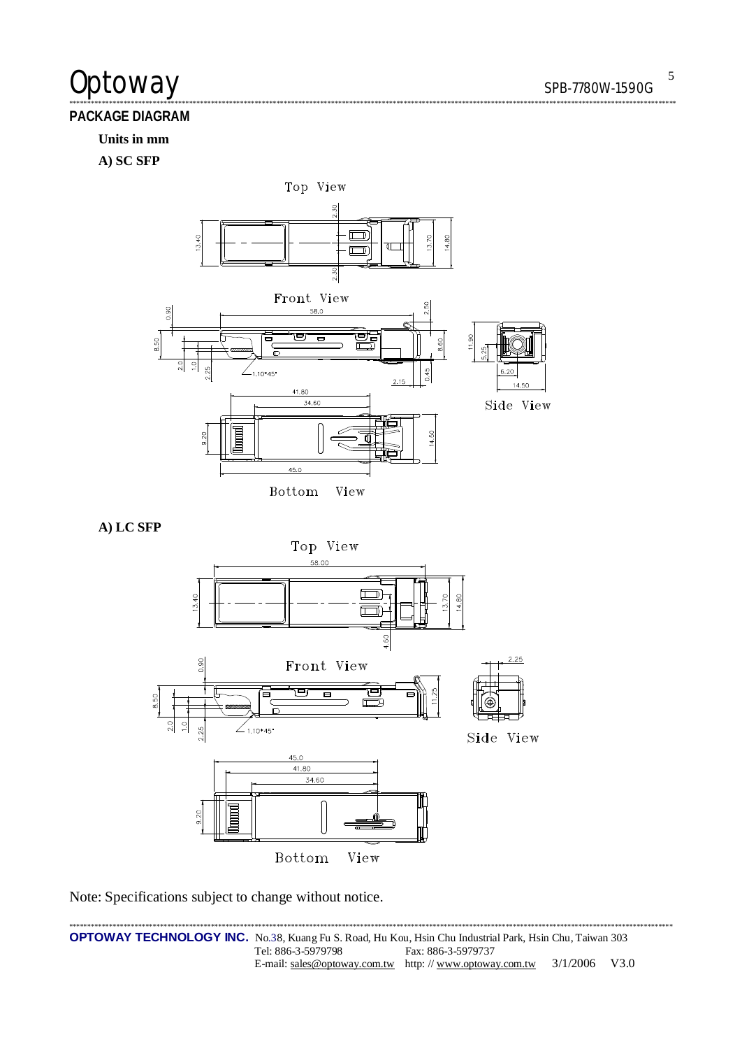## PACKAGE DIAGRAM

**Units in mm**

**A) SC SFP**

Top View

2.30
13.40
13.70
14.80
2.30

Front View

58.0
0.90
2.50
8.50
8.60
2.0
1.0
2.25
1.10*45°
2.15
0.45

11.90
5.25
6.20
14.50

Side View

41.80
34.60
9.20
14.50
45.0

Bottom View

**A) LC SFP**

Top View

58.00
13.40
13.70
14.80
4.60

Front View

0.90
8.50
11.25
2.0
1.0
2.25
1.10*45°

2.25

Side View

45.0
41.80
34.60
9.20

Bottom View

Note: Specifications subject to change without notice.

**OPTOWAY TECHNOLOGY INC.** No.38, Kuang Fu S. Road, Hu Kou, Hsin Chu Industrial Park, Hsin Chu, Taiwan 303
Tel: 886-3-5979798 Fax: 886-3-5979737
E-mail: sales@optoway.com.tw http: // www.optoway.com.tw 3/1/2006 V3.0